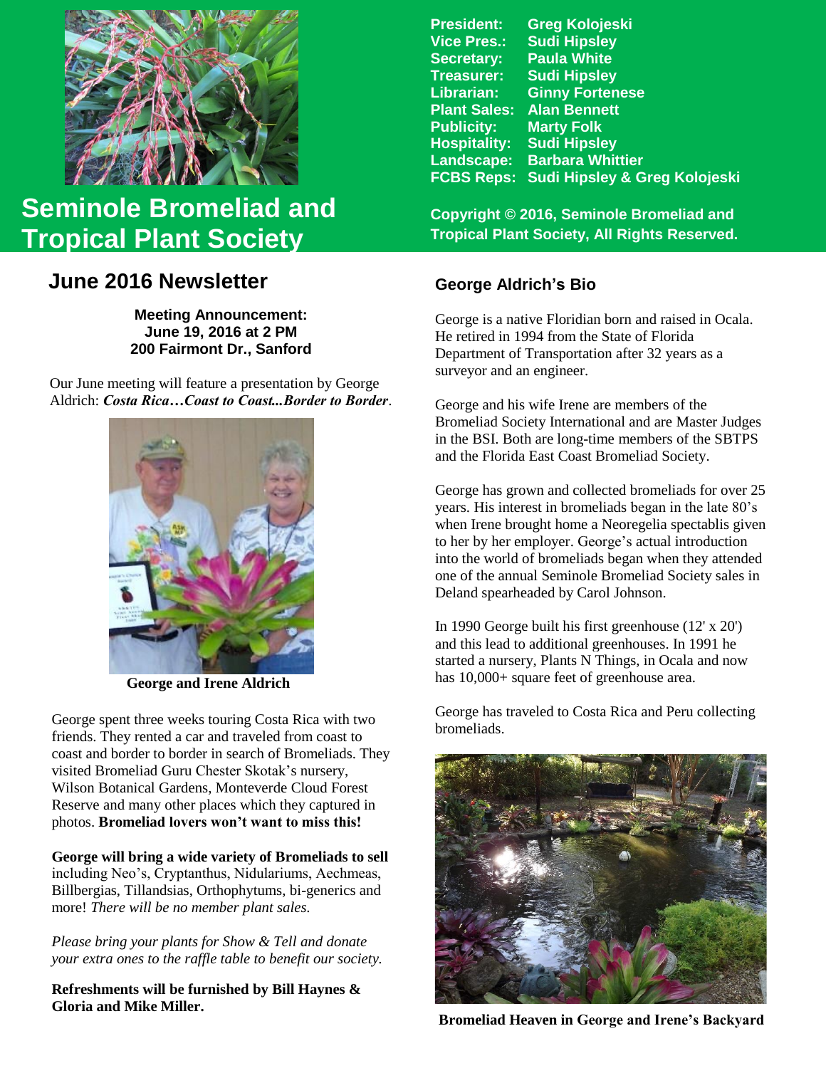# Seminole Bromeliad and Tropical Plant Society

**President:** Greg Kolojeski
**Vice Pres.:** Sudi Hipsley
**Secretary:** Paula White
**Treasurer:** Sudi Hipsley
**Librarian:** Ginny Fortenese
**Plant Sales:** Alan Bennett
**Publicity:** Marty Folk
**Hospitality:** Sudi Hipsley
**Landscape:** Barbara Whittier
**FCBS Reps:** Sudi Hipsley & Greg Kolojeski

**Copyright © 2016, Seminole Bromeliad and Tropical Plant Society, All Rights Reserved.**

## June 2016 Newsletter

**Meeting Announcement:**
**June 19, 2016 at 2 PM**
**200 Fairmont Dr., Sanford**

Our June meeting will feature a presentation by George Aldrich: ***Costa Rica…Coast to Coast...Border to Border***.

**George and Irene Aldrich**

George spent three weeks touring Costa Rica with two friends. They rented a car and traveled from coast to coast and border to border in search of Bromeliads. They visited Bromeliad Guru Chester Skotak's nursery, Wilson Botanical Gardens, Monteverde Cloud Forest Reserve and many other places which they captured in photos. **Bromeliad lovers won't want to miss this!**

**George will bring a wide variety of Bromeliads to sell** including Neo's, Cryptanthus, Nidulariums, Aechmeas, Billbergias, Tillandsias, Orthophytums, bi-generics and more! *There will be no member plant sales.*

*Please bring your plants for Show & Tell and donate your extra ones to the raffle table to benefit our society.*

**Refreshments will be furnished by Bill Haynes & Gloria and Mike Miller.**

### George Aldrich's Bio

George is a native Floridian born and raised in Ocala. He retired in 1994 from the State of Florida Department of Transportation after 32 years as a surveyor and an engineer.

George and his wife Irene are members of the Bromeliad Society International and are Master Judges in the BSI. Both are long-time members of the SBTPS and the Florida East Coast Bromeliad Society.

George has grown and collected bromeliads for over 25 years. His interest in bromeliads began in the late 80's when Irene brought home a Neoregelia spectablis given to her by her employer. George's actual introduction into the world of bromeliads began when they attended one of the annual Seminole Bromeliad Society sales in Deland spearheaded by Carol Johnson.

In 1990 George built his first greenhouse (12' x 20') and this lead to additional greenhouses. In 1991 he started a nursery, Plants N Things, in Ocala and now has 10,000+ square feet of greenhouse area.

George has traveled to Costa Rica and Peru collecting bromeliads.

**Bromeliad Heaven in George and Irene's Backyard**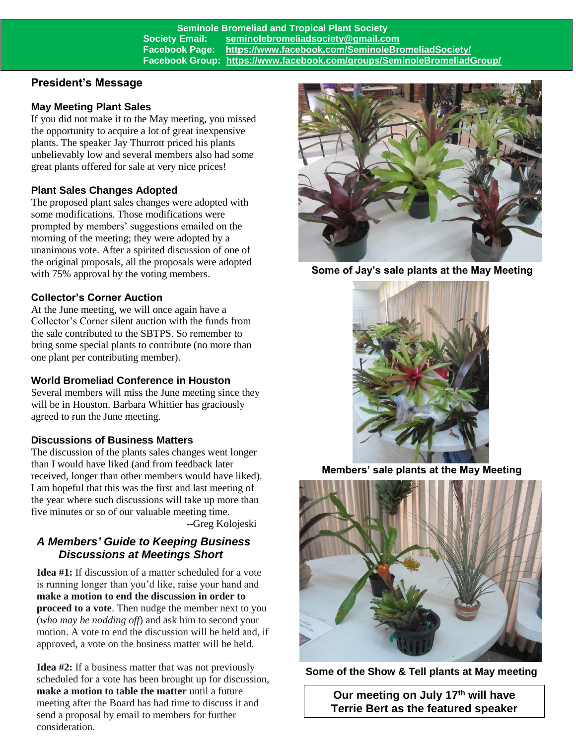**Seminole Bromeliad and Tropical Plant Society**
**Society Email:** seminolebromeliadsociety@gmail.com
**Facebook Page:** https://www.facebook.com/SeminoleBromeliadSociety/
**Facebook Group:** https://www.facebook.com/groups/SeminoleBromeliadGroup/

## President's Message

### May Meeting Plant Sales

If you did not make it to the May meeting, you missed the opportunity to acquire a lot of great inexpensive plants. The speaker Jay Thurrott priced his plants unbelievably low and several members also had some great plants offered for sale at very nice prices!

### Plant Sales Changes Adopted

The proposed plant sales changes were adopted with some modifications. Those modifications were prompted by members' suggestions emailed on the morning of the meeting; they were adopted by a unanimous vote. After a spirited discussion of one of the original proposals, all the proposals were adopted with 75% approval by the voting members.

### Collector's Corner Auction

At the June meeting, we will once again have a Collector's Corner silent auction with the funds from the sale contributed to the SBTPS. So remember to bring some special plants to contribute (no more than one plant per contributing member).

### World Bromeliad Conference in Houston

Several members will miss the June meeting since they will be in Houston. Barbara Whittier has graciously agreed to run the June meeting.

### Discussions of Business Matters

The discussion of the plants sales changes went longer than I would have liked (and from feedback later received, longer than other members would have liked). I am hopeful that this was the first and last meeting of the year where such discussions will take up more than five minutes or so of our valuable meeting time.

--Greg Kolojeski

## *A Members' Guide to Keeping Business Discussions at Meetings Short*

**Idea #1:** If discussion of a matter scheduled for a vote is running longer than you'd like, raise your hand and **make a motion to end the discussion in order to proceed to a vote**. Then nudge the member next to you (*who may be nodding off*) and ask him to second your motion. A vote to end the discussion will be held and, if approved, a vote on the business matter will be held.

**Idea #2:** If a business matter that was not previously scheduled for a vote has been brought up for discussion, **make a motion to table the matter** until a future meeting after the Board has had time to discuss it and send a proposal by email to members for further consideration.

**Some of Jay's sale plants at the May Meeting**

**Members' sale plants at the May Meeting**

**Some of the Show & Tell plants at May meeting**

**Our meeting on July 17th will have Terrie Bert as the featured speaker**